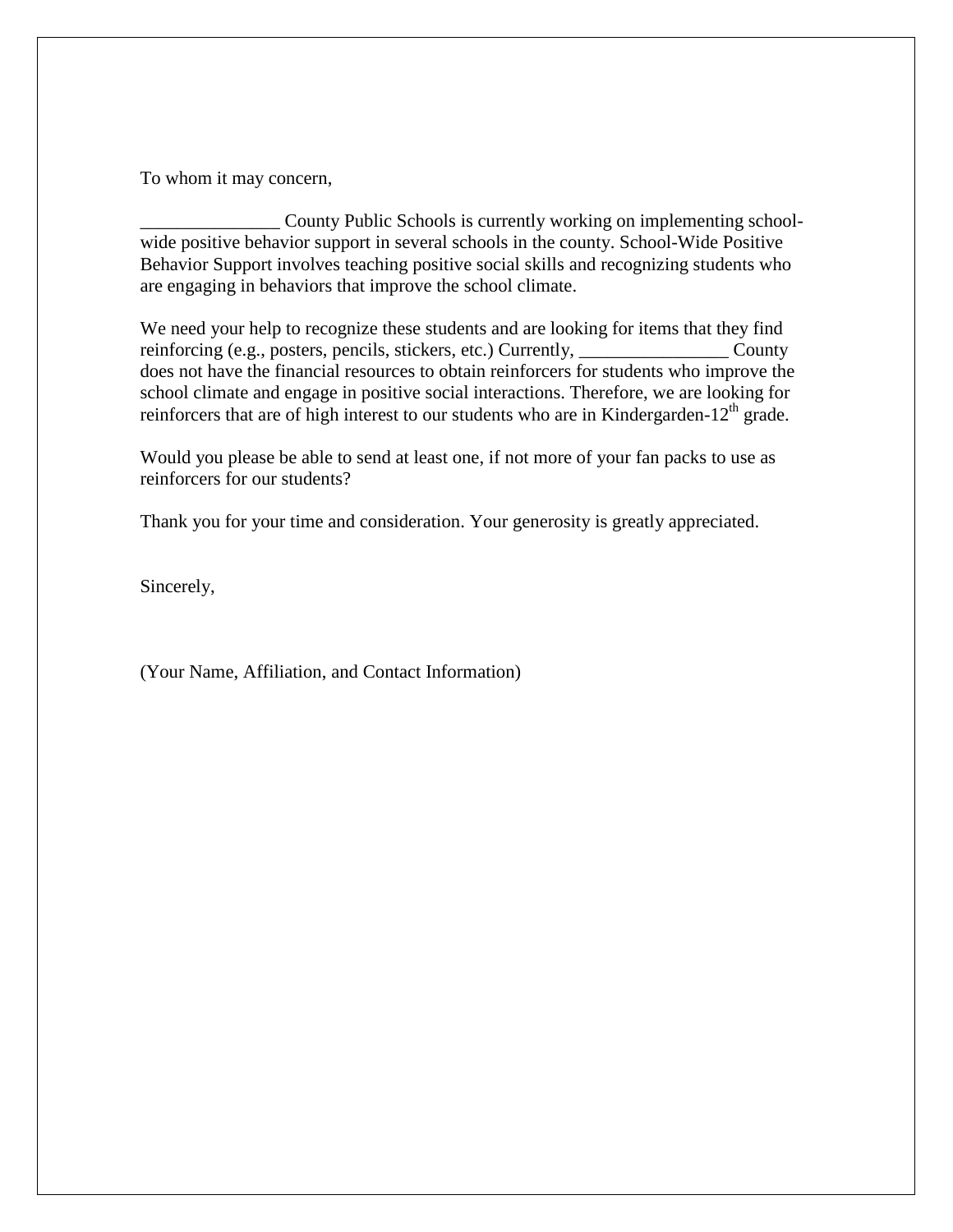To whom it may concern,

_______________ County Public Schools is currently working on implementing school-wide positive behavior support in several schools in the county. School-Wide Positive Behavior Support involves teaching positive social skills and recognizing students who are engaging in behaviors that improve the school climate.

We need your help to recognize these students and are looking for items that they find reinforcing (e.g., posters, pencils, stickers, etc.) Currently, ________________ County does not have the financial resources to obtain reinforcers for students who improve the school climate and engage in positive social interactions. Therefore, we are looking for reinforcers that are of high interest to our students who are in Kindergarden-12th grade.

Would you please be able to send at least one, if not more of your fan packs to use as reinforcers for our students?

Thank you for your time and consideration. Your generosity is greatly appreciated.

Sincerely,

(Your Name, Affiliation, and Contact Information)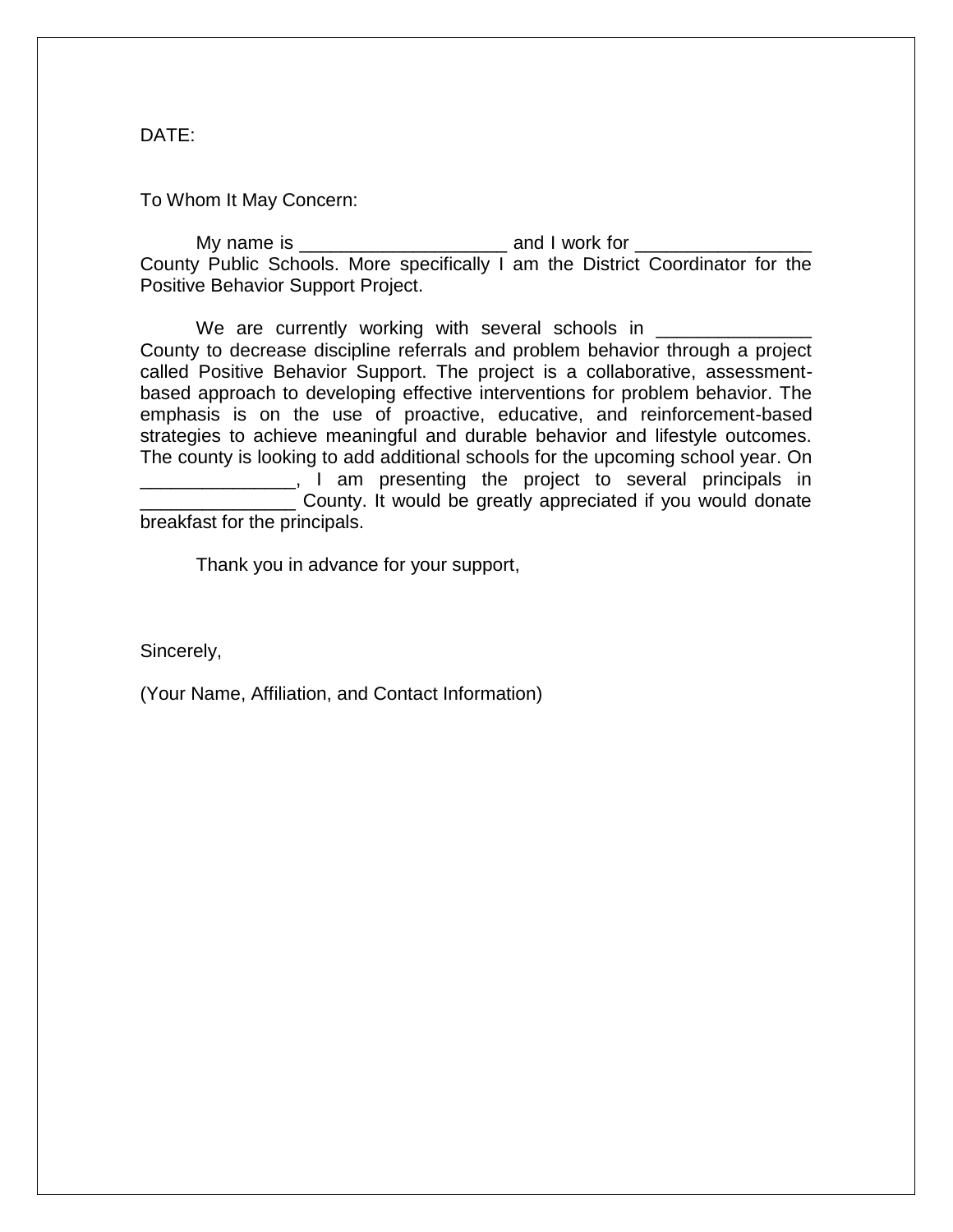DATE:

To Whom It May Concern:

My name is ____________________ and I work for _________________ County Public Schools. More specifically I am the District Coordinator for the Positive Behavior Support Project.

We are currently working with several schools in _______________ County to decrease discipline referrals and problem behavior through a project called Positive Behavior Support. The project is a collaborative, assessment-based approach to developing effective interventions for problem behavior. The emphasis is on the use of proactive, educative, and reinforcement-based strategies to achieve meaningful and durable behavior and lifestyle outcomes. The county is looking to add additional schools for the upcoming school year. On _______________, I am presenting the project to several principals in _______________ County. It would be greatly appreciated if you would donate breakfast for the principals.

Thank you in advance for your support,

Sincerely,

(Your Name, Affiliation, and Contact Information)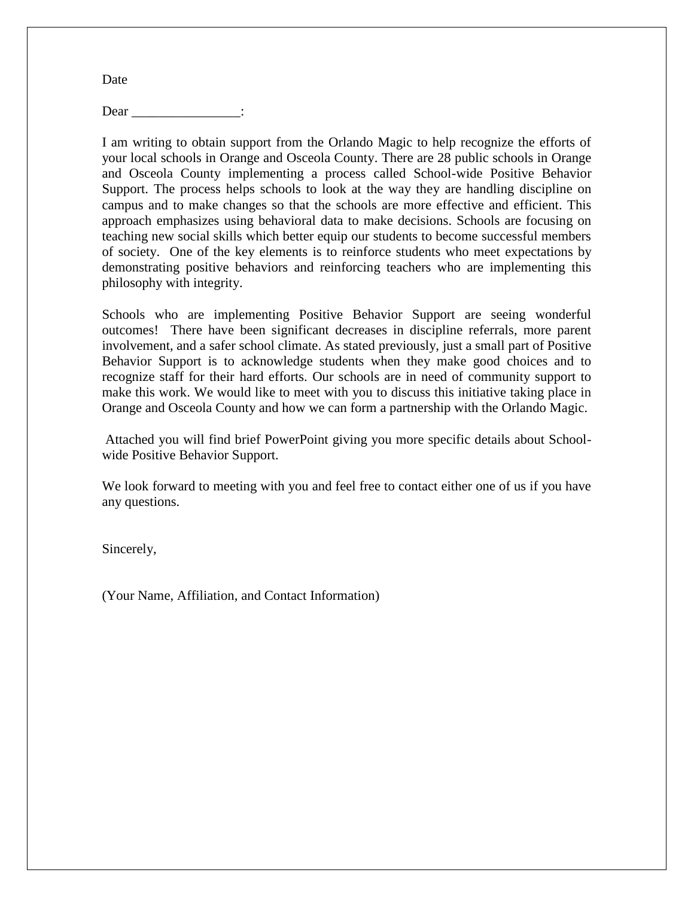Date

Dear ________________:

I am writing to obtain support from the Orlando Magic to help recognize the efforts of your local schools in Orange and Osceola County. There are 28 public schools in Orange and Osceola County implementing a process called School-wide Positive Behavior Support. The process helps schools to look at the way they are handling discipline on campus and to make changes so that the schools are more effective and efficient. This approach emphasizes using behavioral data to make decisions. Schools are focusing on teaching new social skills which better equip our students to become successful members of society. One of the key elements is to reinforce students who meet expectations by demonstrating positive behaviors and reinforcing teachers who are implementing this philosophy with integrity.

Schools who are implementing Positive Behavior Support are seeing wonderful outcomes! There have been significant decreases in discipline referrals, more parent involvement, and a safer school climate. As stated previously, just a small part of Positive Behavior Support is to acknowledge students when they make good choices and to recognize staff for their hard efforts. Our schools are in need of community support to make this work. We would like to meet with you to discuss this initiative taking place in Orange and Osceola County and how we can form a partnership with the Orlando Magic.

Attached you will find brief PowerPoint giving you more specific details about School-wide Positive Behavior Support.

We look forward to meeting with you and feel free to contact either one of us if you have any questions.

Sincerely,

(Your Name, Affiliation, and Contact Information)